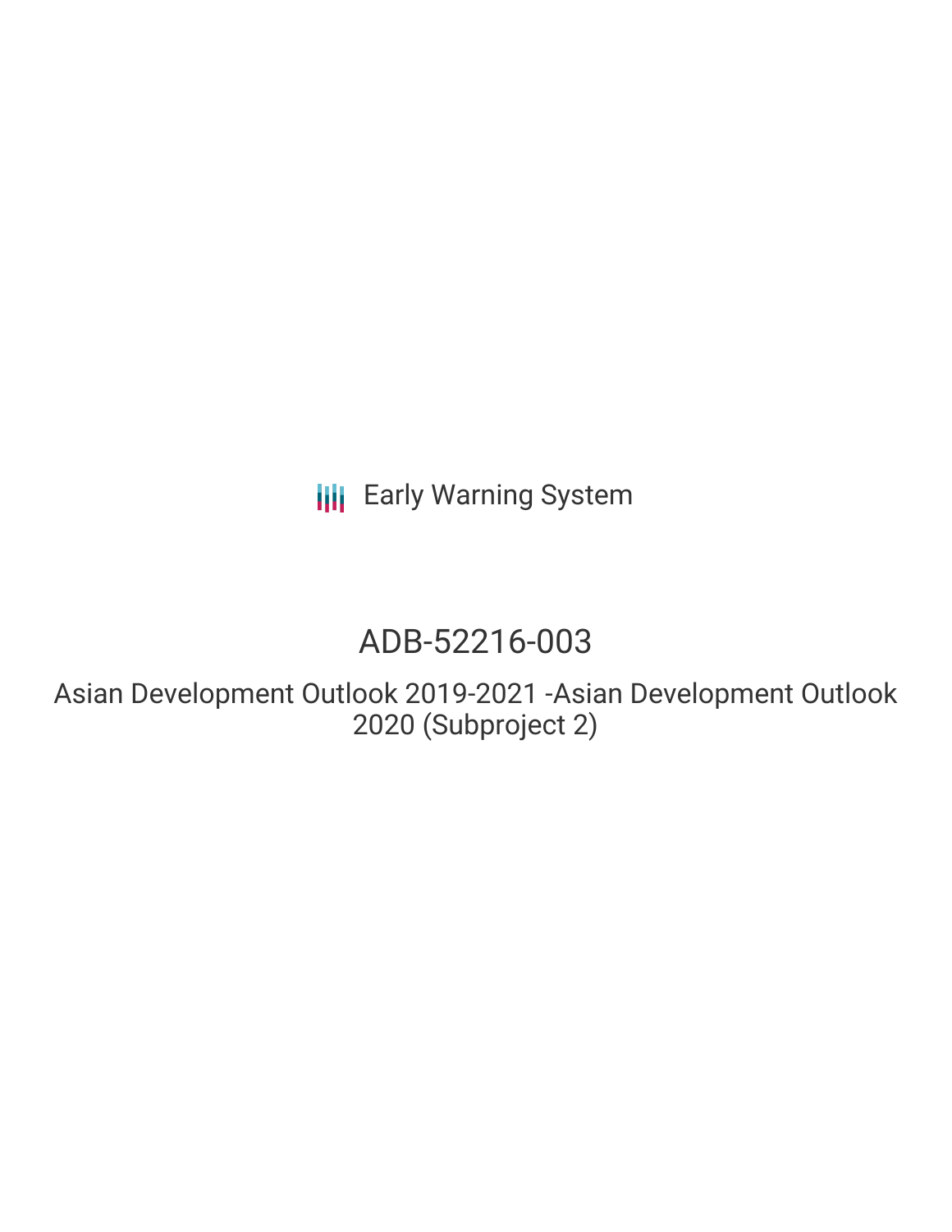Early Warning System

# ADB-52216-003

## Asian Development Outlook 2019-2021 -Asian Development Outlook 2020 (Subproject 2)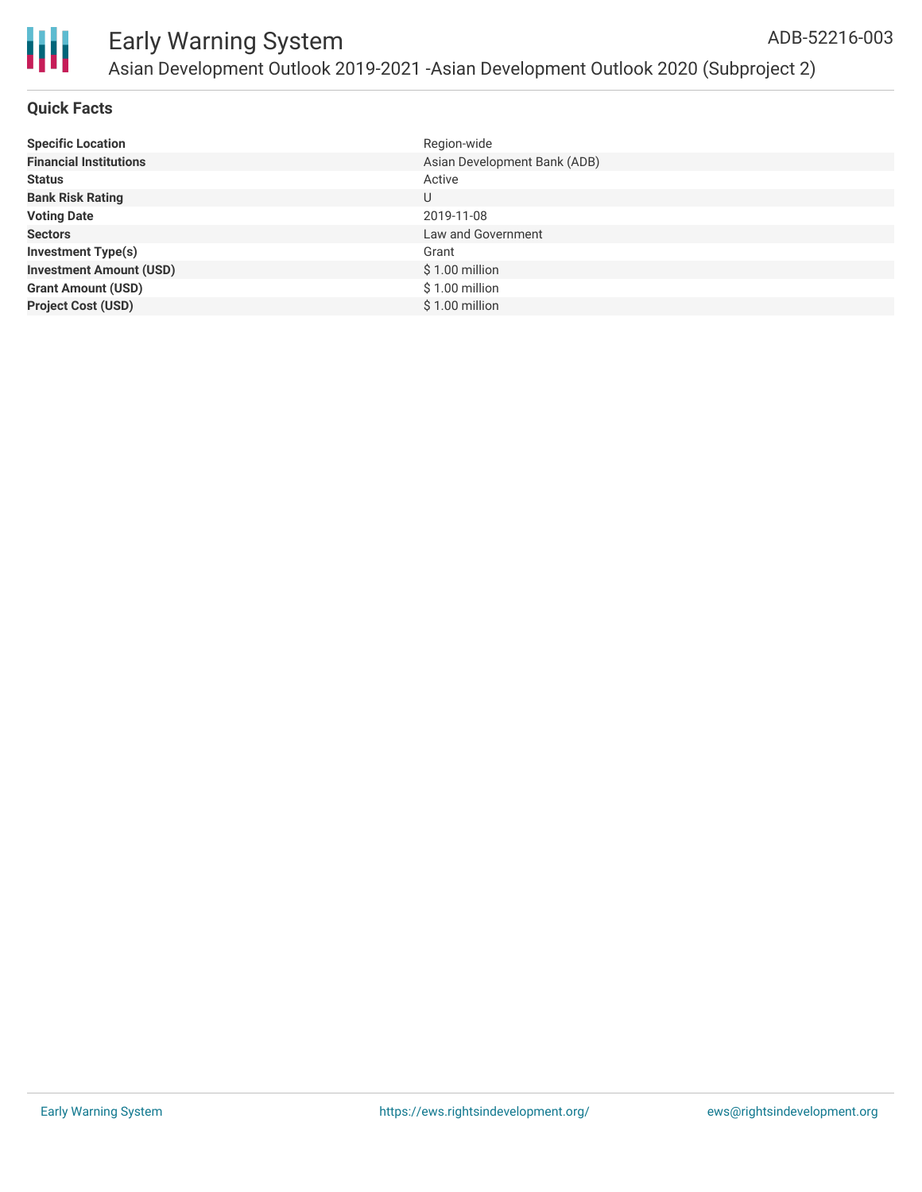# Early Warning System

ADB-52216-003

Asian Development Outlook 2019-2021 -Asian Development Outlook 2020 (Subproject 2)

## Quick Facts

| | |
|---|---|
| **Specific Location** | Region-wide |
| **Financial Institutions** | Asian Development Bank (ADB) |
| **Status** | Active |
| **Bank Risk Rating** | U |
| **Voting Date** | 2019-11-08 |
| **Sectors** | Law and Government |
| **Investment Type(s)** | Grant |
| **Investment Amount (USD)** | $ 1.00 million |
| **Grant Amount (USD)** | $ 1.00 million |
| **Project Cost (USD)** | $ 1.00 million |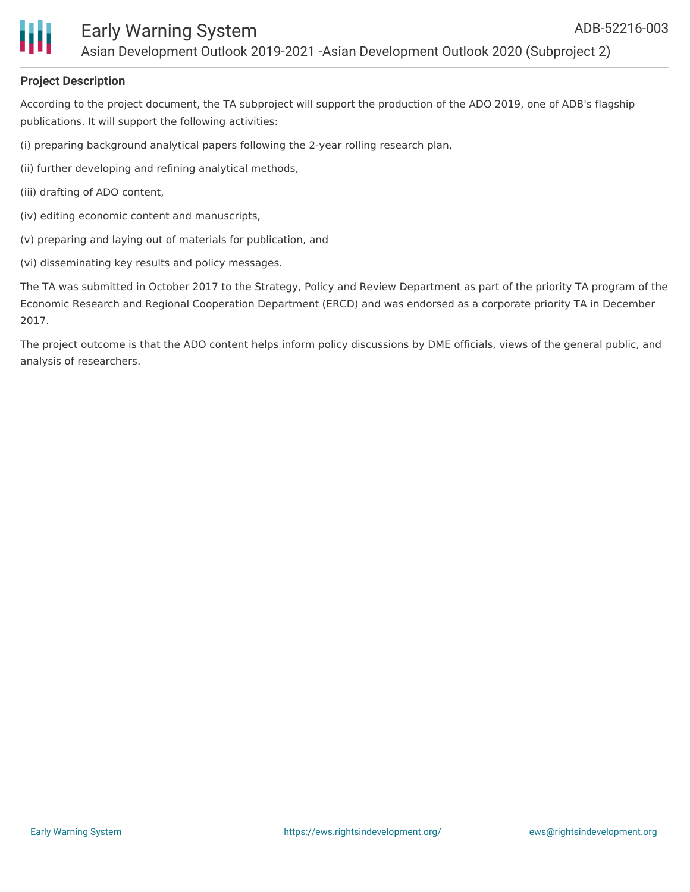**Project Description**

According to the project document, the TA subproject will support the production of the ADO 2019, one of ADB's flagship publications. It will support the following activities:

(i) preparing background analytical papers following the 2-year rolling research plan,

(ii) further developing and refining analytical methods,

(iii) drafting of ADO content,

(iv) editing economic content and manuscripts,

(v) preparing and laying out of materials for publication, and

(vi) disseminating key results and policy messages.

The TA was submitted in October 2017 to the Strategy, Policy and Review Department as part of the priority TA program of the Economic Research and Regional Cooperation Department (ERCD) and was endorsed as a corporate priority TA in December 2017.

The project outcome is that the ADO content helps inform policy discussions by DME officials, views of the general public, and analysis of researchers.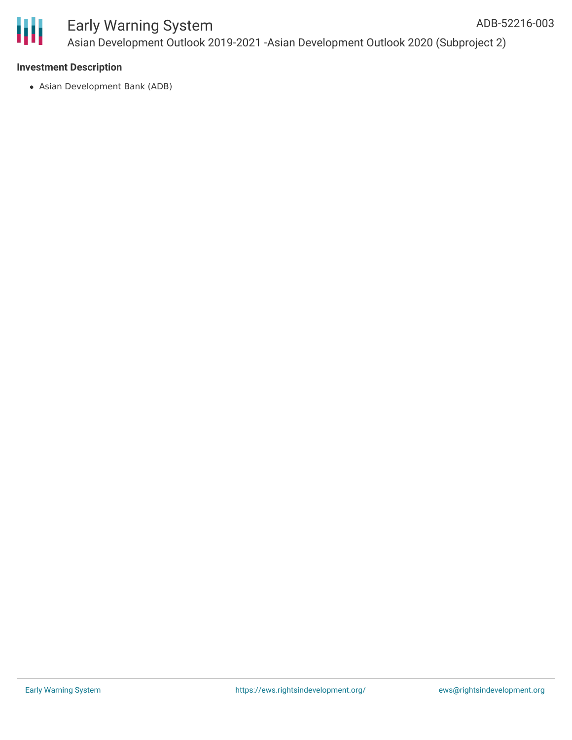### Investment Description

- Asian Development Bank (ADB)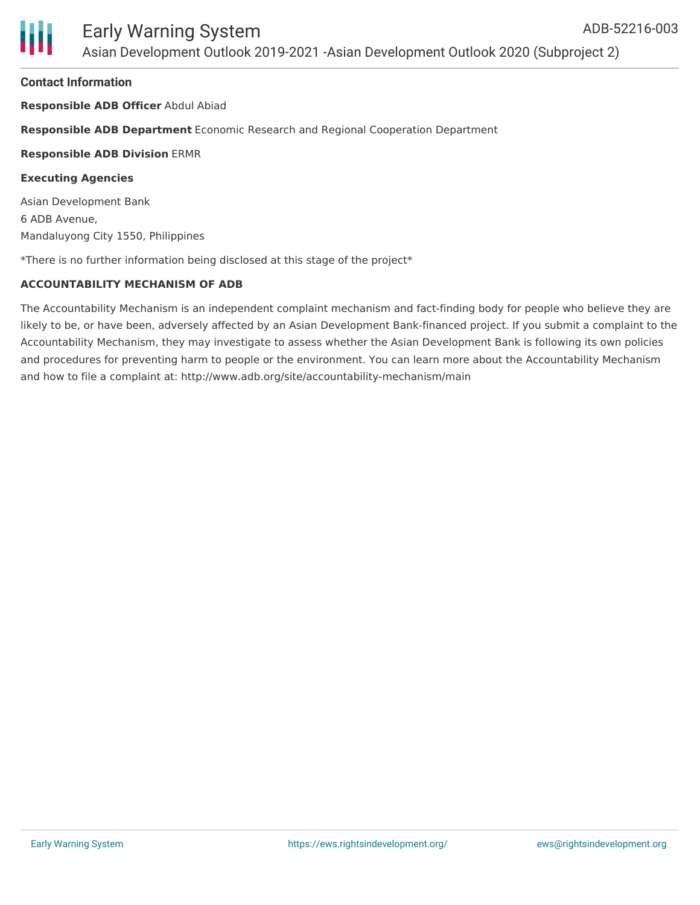### Contact Information

**Responsible ADB Officer** Abdul Abiad

**Responsible ADB Department** Economic Research and Regional Cooperation Department

**Responsible ADB Division** ERMR

**Executing Agencies**

Asian Development Bank
6 ADB Avenue,
Mandaluyong City 1550, Philippines

*There is no further information being disclosed at this stage of the project*

**ACCOUNTABILITY MECHANISM OF ADB**

The Accountability Mechanism is an independent complaint mechanism and fact-finding body for people who believe they are likely to be, or have been, adversely affected by an Asian Development Bank-financed project. If you submit a complaint to the Accountability Mechanism, they may investigate to assess whether the Asian Development Bank is following its own policies and procedures for preventing harm to people or the environment. You can learn more about the Accountability Mechanism and how to file a complaint at: http://www.adb.org/site/accountability-mechanism/main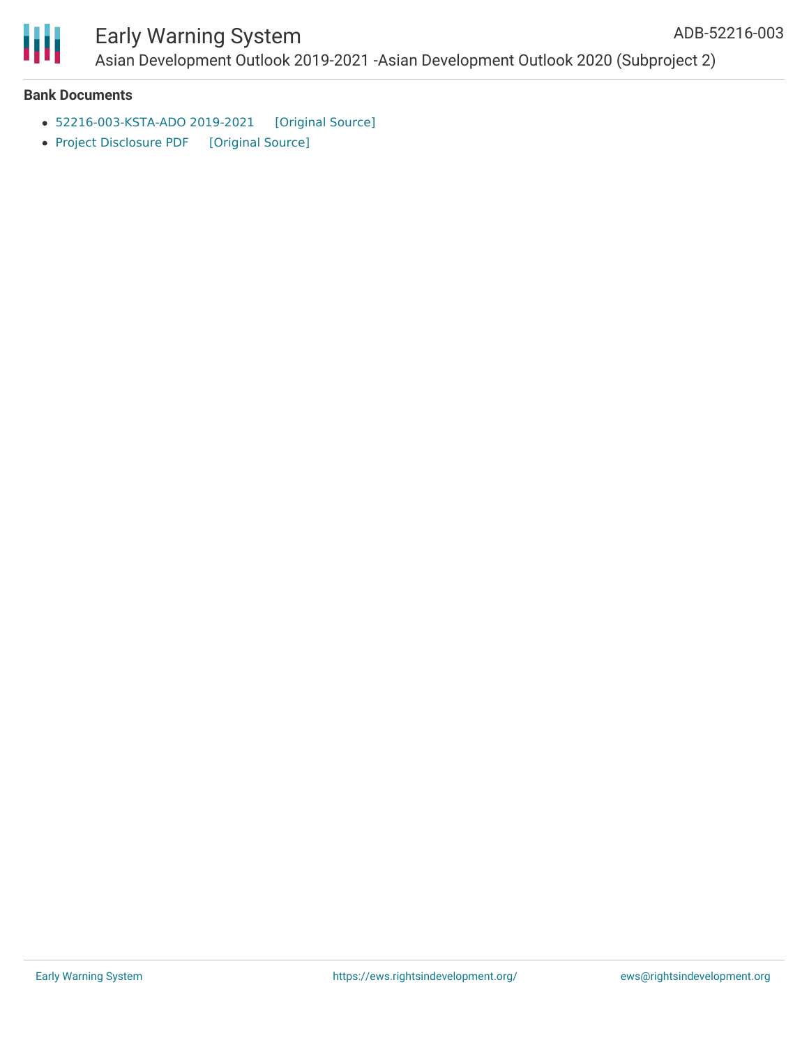**Bank Documents**

- 52216-003-KSTA-ADO 2019-2021 [Original Source]
- Project Disclosure PDF [Original Source]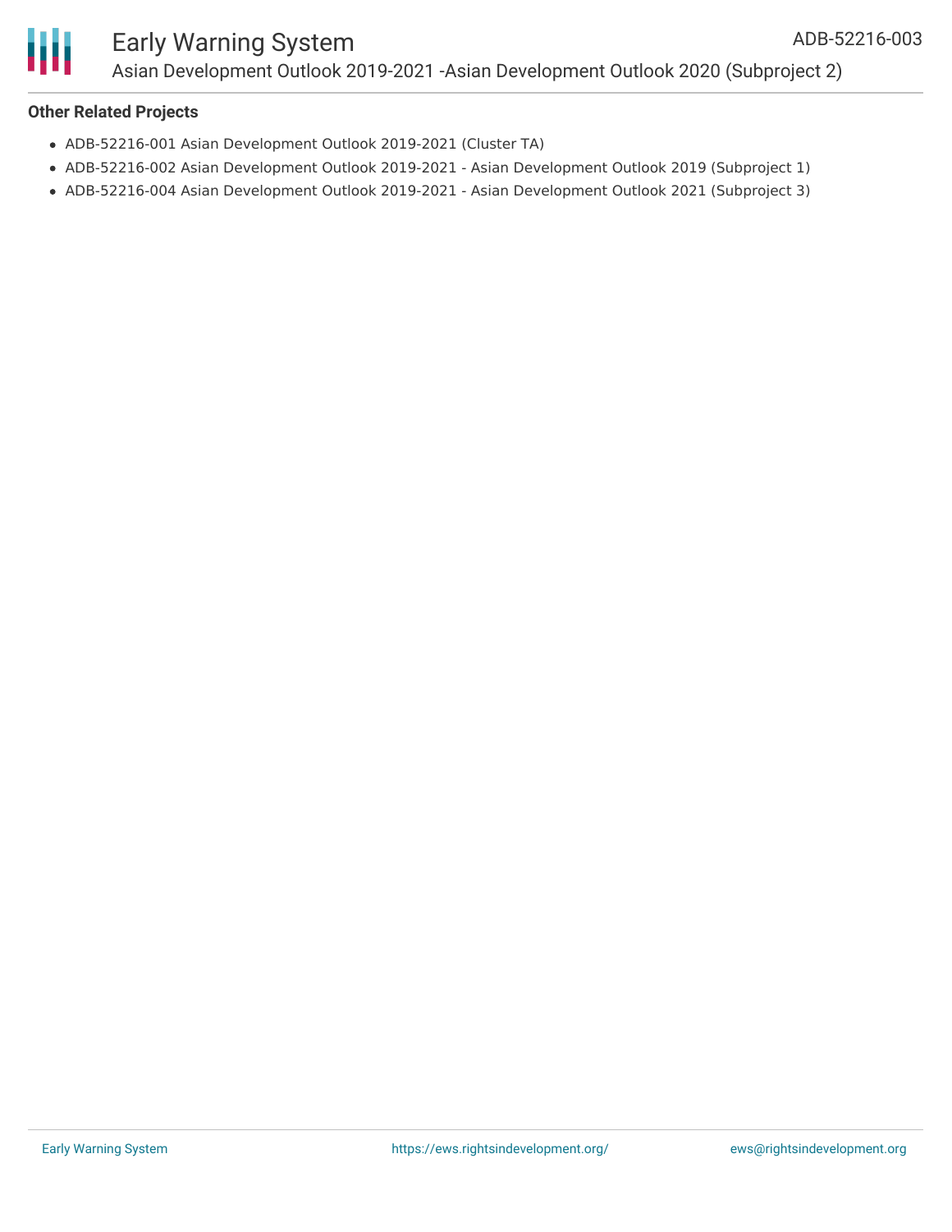**Other Related Projects**

- ADB-52216-001 Asian Development Outlook 2019-2021 (Cluster TA)
- ADB-52216-002 Asian Development Outlook 2019-2021 - Asian Development Outlook 2019 (Subproject 1)
- ADB-52216-004 Asian Development Outlook 2019-2021 - Asian Development Outlook 2021 (Subproject 3)